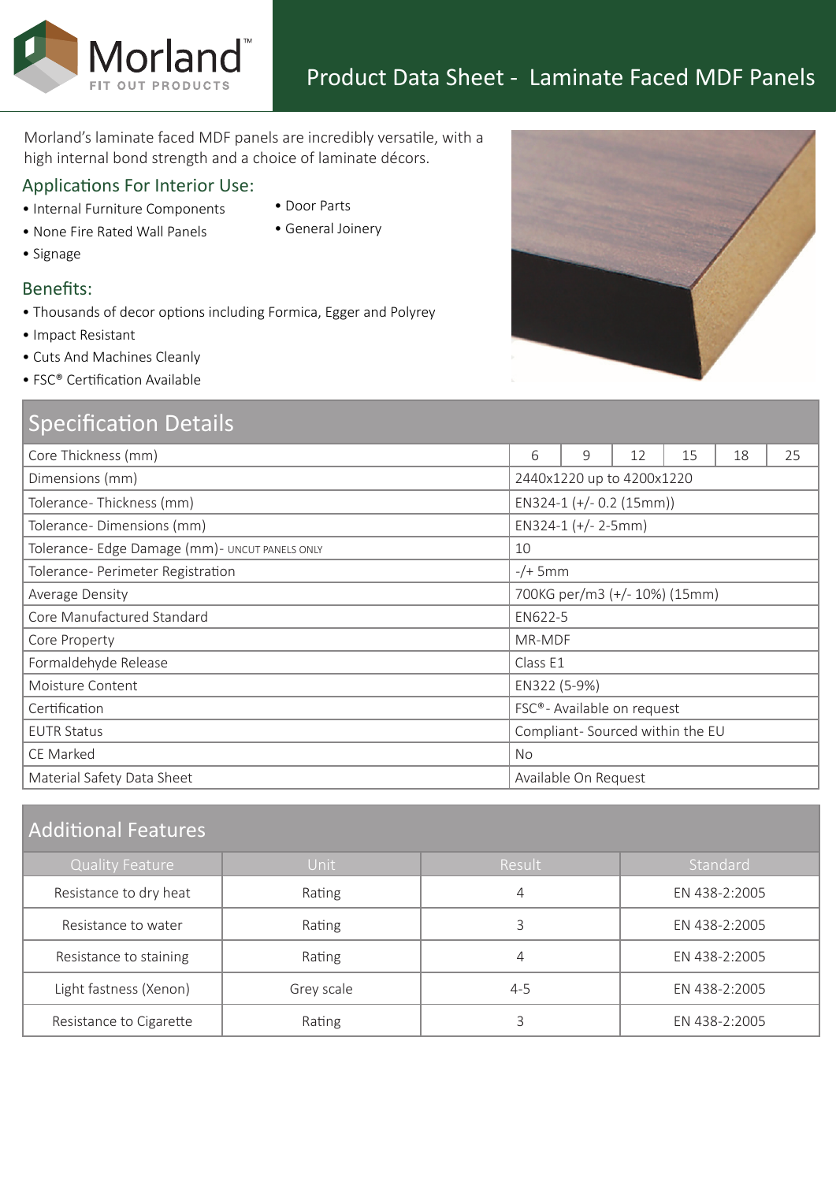Morland™
FIT OUT PRODUCTS

# Product Data Sheet - Laminate Faced MDF Panels

Morland's laminate faced MDF panels are incredibly versatile, with a high internal bond strength and a choice of laminate décors.

## Applications For Interior Use:

- Internal Furniture Components
- None Fire Rated Wall Panels
- Signage
- Door Parts
- General Joinery

## Benefits:

- Thousands of decor options including Formica, Egger and Polyrey
- Impact Resistant
- Cuts And Machines Cleanly
- FSC® Certification Available

## Specification Details

| Specification | | | | | | |
|---|---|---|---|---|---|---|
| Core Thickness (mm) | 6 | 9 | 12 | 15 | 18 | 25 |
| Dimensions (mm) | 2440x1220 up to 4200x1220 | | | | | |
| Tolerance- Thickness (mm) | EN324-1 (+/- 0.2 (15mm)) | | | | | |
| Tolerance- Dimensions (mm) | EN324-1 (+/- 2-5mm) | | | | | |
| Tolerance- Edge Damage (mm)- UNCUT PANELS ONLY | 10 | | | | | |
| Tolerance- Perimeter Registration | -/+ 5mm | | | | | |
| Average Density | 700KG per/m3 (+/- 10%) (15mm) | | | | | |
| Core Manufactured Standard | EN622-5 | | | | | |
| Core Property | MR-MDF | | | | | |
| Formaldehyde Release | Class E1 | | | | | |
| Moisture Content | EN322 (5-9%) | | | | | |
| Certification | FSC®- Available on request | | | | | |
| EUTR Status | Compliant- Sourced within the EU | | | | | |
| CE Marked | No | | | | | |
| Material Safety Data Sheet | Available On Request | | | | | |

## Additional Features

| Quality Feature | Unit | Result | Standard |
|---|---|---|---|
| Resistance to dry heat | Rating | 4 | EN 438-2:2005 |
| Resistance to water | Rating | 3 | EN 438-2:2005 |
| Resistance to staining | Rating | 4 | EN 438-2:2005 |
| Light fastness (Xenon) | Grey scale | 4-5 | EN 438-2:2005 |
| Resistance to Cigarette | Rating | 3 | EN 438-2:2005 |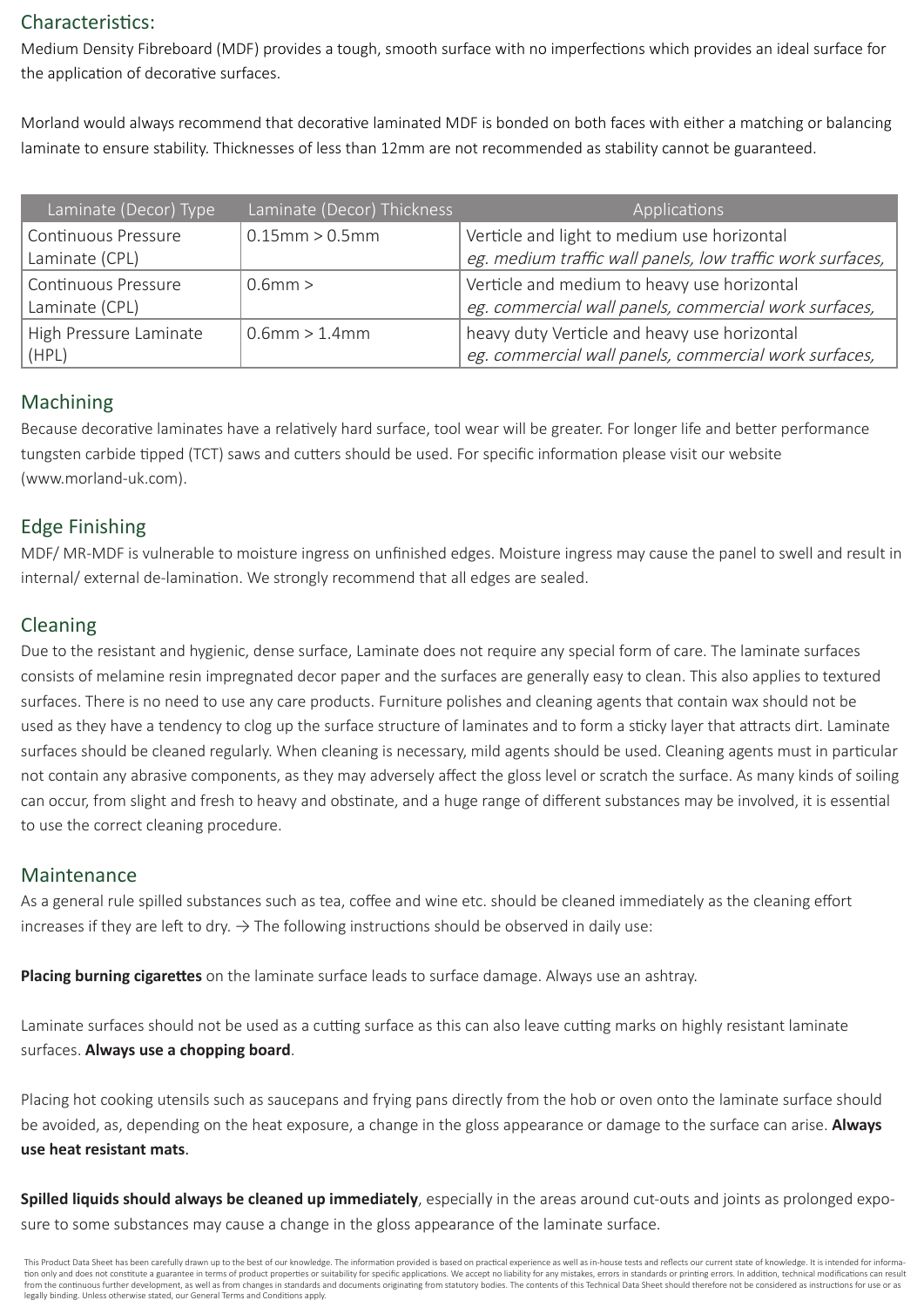## Characteristics:

Medium Density Fibreboard (MDF) provides a tough, smooth surface with no imperfections which provides an ideal surface for the application of decorative surfaces.

Morland would always recommend that decorative laminated MDF is bonded on both faces with either a matching or balancing laminate to ensure stability. Thicknesses of less than 12mm are not recommended as stability cannot be guaranteed.

| Laminate (Decor) Type | Laminate (Decor) Thickness | Applications |
|---|---|---|
| Continuous Pressure Laminate (CPL) | 0.15mm > 0.5mm | Verticle and light to medium use horizontal<br>*eg. medium traffic wall panels, low traffic work surfaces,* |
| Continuous Pressure Laminate (CPL) | 0.6mm > | Verticle and medium to heavy use horizontal<br>*eg. commercial wall panels, commercial work surfaces,* |
| High Pressure Laminate (HPL) | 0.6mm > 1.4mm | heavy duty Verticle and heavy use horizontal<br>*eg. commercial wall panels, commercial work surfaces,* |

## Machining

Because decorative laminates have a relatively hard surface, tool wear will be greater. For longer life and better performance tungsten carbide tipped (TCT) saws and cutters should be used. For specific information please visit our website (www.morland-uk.com).

## Edge Finishing

MDF/ MR-MDF is vulnerable to moisture ingress on unfinished edges. Moisture ingress may cause the panel to swell and result in internal/ external de-lamination. We strongly recommend that all edges are sealed.

## Cleaning

Due to the resistant and hygienic, dense surface, Laminate does not require any special form of care. The laminate surfaces consists of melamine resin impregnated decor paper and the surfaces are generally easy to clean. This also applies to textured surfaces. There is no need to use any care products. Furniture polishes and cleaning agents that contain wax should not be used as they have a tendency to clog up the surface structure of laminates and to form a sticky layer that attracts dirt. Laminate surfaces should be cleaned regularly. When cleaning is necessary, mild agents should be used. Cleaning agents must in particular not contain any abrasive components, as they may adversely affect the gloss level or scratch the surface. As many kinds of soiling can occur, from slight and fresh to heavy and obstinate, and a huge range of different substances may be involved, it is essential to use the correct cleaning procedure.

## Maintenance

As a general rule spilled substances such as tea, coffee and wine etc. should be cleaned immediately as the cleaning effort increases if they are left to dry. → The following instructions should be observed in daily use:

**Placing burning cigarettes** on the laminate surface leads to surface damage. Always use an ashtray.

Laminate surfaces should not be used as a cutting surface as this can also leave cutting marks on highly resistant laminate surfaces. **Always use a chopping board**.

Placing hot cooking utensils such as saucepans and frying pans directly from the hob or oven onto the laminate surface should be avoided, as, depending on the heat exposure, a change in the gloss appearance or damage to the surface can arise. **Always use heat resistant mats**.

**Spilled liquids should always be cleaned up immediately**, especially in the areas around cut-outs and joints as prolonged exposure to some substances may cause a change in the gloss appearance of the laminate surface.

This Product Data Sheet has been carefully drawn up to the best of our knowledge. The information provided is based on practical experience as well as in-house tests and reflects our current state of knowledge. It is intended for information only and does not constitute a guarantee in terms of product properties or suitability for specific applications. We accept no liability for any mistakes, errors in standards or printing errors. In addition, technical modifications can result from the continuous further development, as well as from changes in standards and documents originating from statutory bodies. The contents of this Technical Data Sheet should therefore not be considered as instructions for use or as legally binding. Unless otherwise stated, our General Terms and Conditions apply.